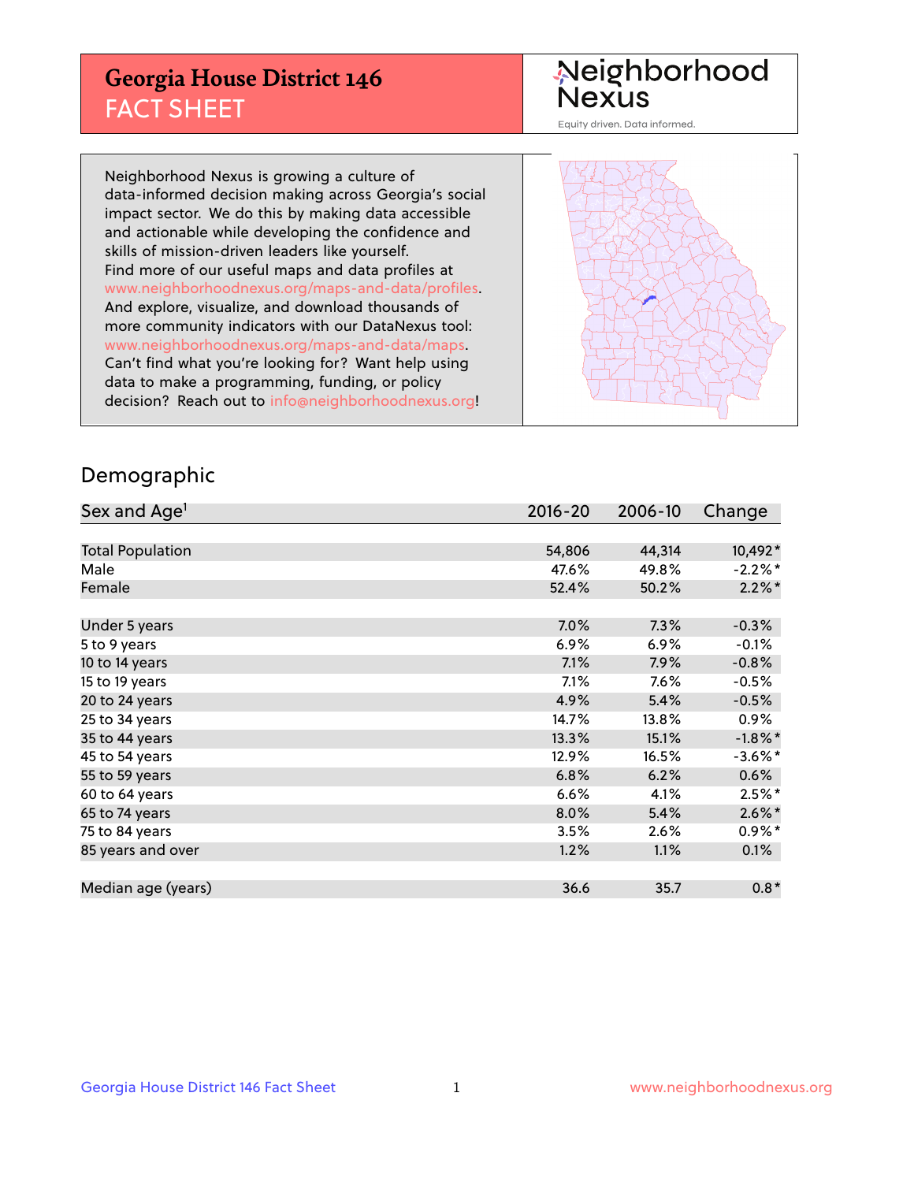# Georgia House District 146
## FACT SHEET

Neighborhood Nexus
Equity driven. Data informed.

Neighborhood Nexus is growing a culture of data-informed decision making across Georgia's social impact sector. We do this by making data accessible and actionable while developing the confidence and skills of mission-driven leaders like yourself. Find more of our useful maps and data profiles at www.neighborhoodnexus.org/maps-and-data/profiles. And explore, visualize, and download thousands of more community indicators with our DataNexus tool: www.neighborhoodnexus.org/maps-and-data/maps. Can't find what you're looking for? Want help using data to make a programming, funding, or policy decision? Reach out to info@neighborhoodnexus.org!

## Demographic

| Sex and Age[1] | 2016-20 | 2006-10 | Change |
|---|---|---|---|
| Total Population | 54,806 | 44,314 | 10,492* |
| Male | 47.6% | 49.8% | -2.2%* |
| Female | 52.4% | 50.2% | 2.2%* |
| | | | |
| Under 5 years | 7.0% | 7.3% | -0.3% |
| 5 to 9 years | 6.9% | 6.9% | -0.1% |
| 10 to 14 years | 7.1% | 7.9% | -0.8% |
| 15 to 19 years | 7.1% | 7.6% | -0.5% |
| 20 to 24 years | 4.9% | 5.4% | -0.5% |
| 25 to 34 years | 14.7% | 13.8% | 0.9% |
| 35 to 44 years | 13.3% | 15.1% | -1.8%* |
| 45 to 54 years | 12.9% | 16.5% | -3.6%* |
| 55 to 59 years | 6.8% | 6.2% | 0.6% |
| 60 to 64 years | 6.6% | 4.1% | 2.5%* |
| 65 to 74 years | 8.0% | 5.4% | 2.6%* |
| 75 to 84 years | 3.5% | 2.6% | 0.9%* |
| 85 years and over | 1.2% | 1.1% | 0.1% |
| | | | |
| Median age (years) | 36.6 | 35.7 | 0.8* |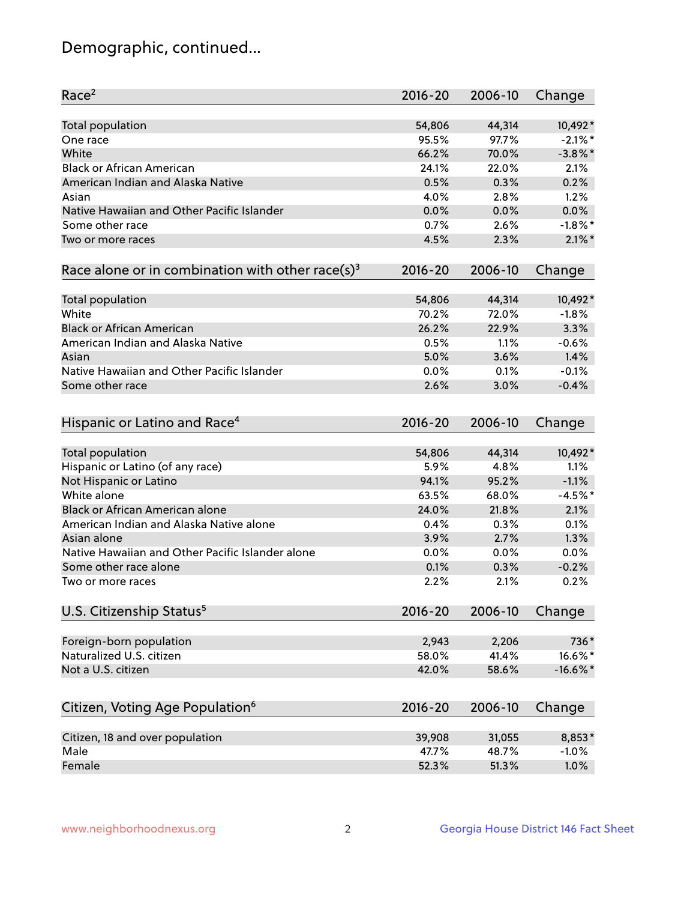# Demographic, continued...

| Race[2] | 2016-20 | 2006-10 | Change |
|---|---|---|---|
| Total population | 54,806 | 44,314 | 10,492* |
| One race | 95.5% | 97.7% | -2.1%* |
| White | 66.2% | 70.0% | -3.8%* |
| Black or African American | 24.1% | 22.0% | 2.1% |
| American Indian and Alaska Native | 0.5% | 0.3% | 0.2% |
| Asian | 4.0% | 2.8% | 1.2% |
| Native Hawaiian and Other Pacific Islander | 0.0% | 0.0% | 0.0% |
| Some other race | 0.7% | 2.6% | -1.8%* |
| Two or more races | 4.5% | 2.3% | 2.1%* |

| Race alone or in combination with other race(s)[3] | 2016-20 | 2006-10 | Change |
|---|---|---|---|
| Total population | 54,806 | 44,314 | 10,492* |
| White | 70.2% | 72.0% | -1.8% |
| Black or African American | 26.2% | 22.9% | 3.3% |
| American Indian and Alaska Native | 0.5% | 1.1% | -0.6% |
| Asian | 5.0% | 3.6% | 1.4% |
| Native Hawaiian and Other Pacific Islander | 0.0% | 0.1% | -0.1% |
| Some other race | 2.6% | 3.0% | -0.4% |

| Hispanic or Latino and Race[4] | 2016-20 | 2006-10 | Change |
|---|---|---|---|
| Total population | 54,806 | 44,314 | 10,492* |
| Hispanic or Latino (of any race) | 5.9% | 4.8% | 1.1% |
| Not Hispanic or Latino | 94.1% | 95.2% | -1.1% |
| White alone | 63.5% | 68.0% | -4.5%* |
| Black or African American alone | 24.0% | 21.8% | 2.1% |
| American Indian and Alaska Native alone | 0.4% | 0.3% | 0.1% |
| Asian alone | 3.9% | 2.7% | 1.3% |
| Native Hawaiian and Other Pacific Islander alone | 0.0% | 0.0% | 0.0% |
| Some other race alone | 0.1% | 0.3% | -0.2% |
| Two or more races | 2.2% | 2.1% | 0.2% |

| U.S. Citizenship Status[5] | 2016-20 | 2006-10 | Change |
|---|---|---|---|
| Foreign-born population | 2,943 | 2,206 | 736* |
| Naturalized U.S. citizen | 58.0% | 41.4% | 16.6%* |
| Not a U.S. citizen | 42.0% | 58.6% | -16.6%* |

| Citizen, Voting Age Population[6] | 2016-20 | 2006-10 | Change |
|---|---|---|---|
| Citizen, 18 and over population | 39,908 | 31,055 | 8,853* |
| Male | 47.7% | 48.7% | -1.0% |
| Female | 52.3% | 51.3% | 1.0% |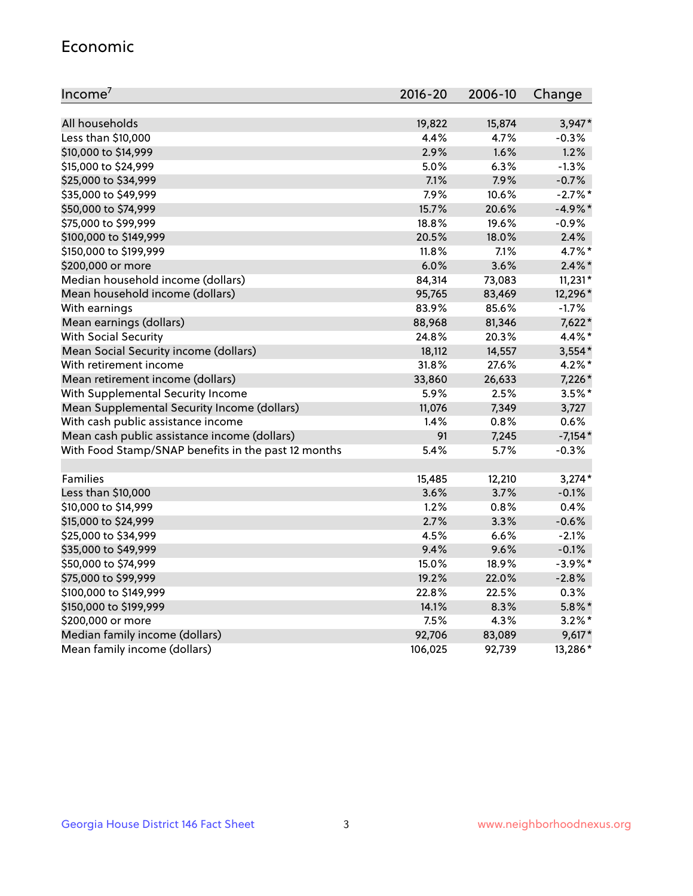## Economic

| Income[7] | 2016-20 | 2006-10 | Change |
|---|---|---|---|
| All households | 19,822 | 15,874 | 3,947* |
| Less than $10,000 | 4.4% | 4.7% | -0.3% |
| $10,000 to $14,999 | 2.9% | 1.6% | 1.2% |
| $15,000 to $24,999 | 5.0% | 6.3% | -1.3% |
| $25,000 to $34,999 | 7.1% | 7.9% | -0.7% |
| $35,000 to $49,999 | 7.9% | 10.6% | -2.7%* |
| $50,000 to $74,999 | 15.7% | 20.6% | -4.9%* |
| $75,000 to $99,999 | 18.8% | 19.6% | -0.9% |
| $100,000 to $149,999 | 20.5% | 18.0% | 2.4% |
| $150,000 to $199,999 | 11.8% | 7.1% | 4.7%* |
| $200,000 or more | 6.0% | 3.6% | 2.4%* |
| Median household income (dollars) | 84,314 | 73,083 | 11,231* |
| Mean household income (dollars) | 95,765 | 83,469 | 12,296* |
| With earnings | 83.9% | 85.6% | -1.7% |
| Mean earnings (dollars) | 88,968 | 81,346 | 7,622* |
| With Social Security | 24.8% | 20.3% | 4.4%* |
| Mean Social Security income (dollars) | 18,112 | 14,557 | 3,554* |
| With retirement income | 31.8% | 27.6% | 4.2%* |
| Mean retirement income (dollars) | 33,860 | 26,633 | 7,226* |
| With Supplemental Security Income | 5.9% | 2.5% | 3.5%* |
| Mean Supplemental Security Income (dollars) | 11,076 | 7,349 | 3,727 |
| With cash public assistance income | 1.4% | 0.8% | 0.6% |
| Mean cash public assistance income (dollars) | 91 | 7,245 | -7,154* |
| With Food Stamp/SNAP benefits in the past 12 months | 5.4% | 5.7% | -0.3% |
| | | | |
| Families | 15,485 | 12,210 | 3,274* |
| Less than $10,000 | 3.6% | 3.7% | -0.1% |
| $10,000 to $14,999 | 1.2% | 0.8% | 0.4% |
| $15,000 to $24,999 | 2.7% | 3.3% | -0.6% |
| $25,000 to $34,999 | 4.5% | 6.6% | -2.1% |
| $35,000 to $49,999 | 9.4% | 9.6% | -0.1% |
| $50,000 to $74,999 | 15.0% | 18.9% | -3.9%* |
| $75,000 to $99,999 | 19.2% | 22.0% | -2.8% |
| $100,000 to $149,999 | 22.8% | 22.5% | 0.3% |
| $150,000 to $199,999 | 14.1% | 8.3% | 5.8%* |
| $200,000 or more | 7.5% | 4.3% | 3.2%* |
| Median family income (dollars) | 92,706 | 83,089 | 9,617* |
| Mean family income (dollars) | 106,025 | 92,739 | 13,286* |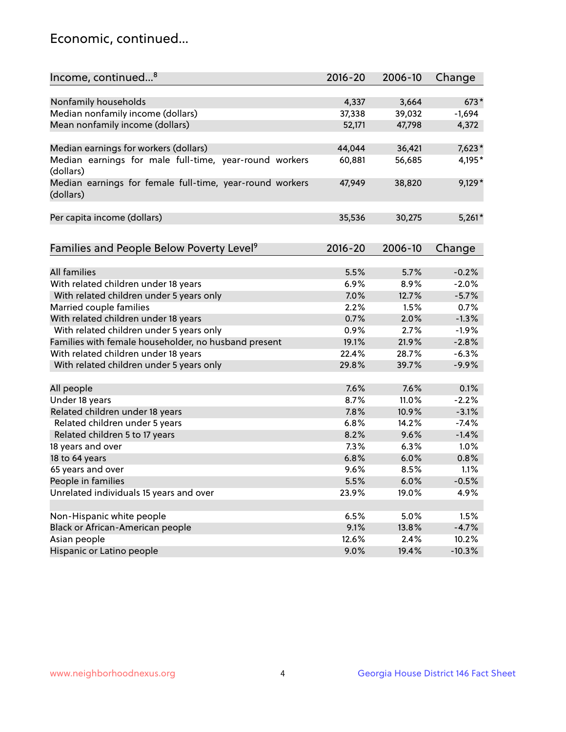## Economic, continued...

| Income, continued...[8] | 2016-20 | 2006-10 | Change |
|---|---|---|---|
| Nonfamily households | 4,337 | 3,664 | 673* |
| Median nonfamily income (dollars) | 37,338 | 39,032 | -1,694 |
| Mean nonfamily income (dollars) | 52,171 | 47,798 | 4,372 |
| Median earnings for workers (dollars) | 44,044 | 36,421 | 7,623* |
| Median earnings for male full-time, year-round workers (dollars) | 60,881 | 56,685 | 4,195* |
| Median earnings for female full-time, year-round workers (dollars) | 47,949 | 38,820 | 9,129* |
| Per capita income (dollars) | 35,536 | 30,275 | 5,261* |

| Families and People Below Poverty Level[9] | 2016-20 | 2006-10 | Change |
|---|---|---|---|
| All families | 5.5% | 5.7% | -0.2% |
| With related children under 18 years | 6.9% | 8.9% | -2.0% |
| With related children under 5 years only | 7.0% | 12.7% | -5.7% |
| Married couple families | 2.2% | 1.5% | 0.7% |
| With related children under 18 years | 0.7% | 2.0% | -1.3% |
| With related children under 5 years only | 0.9% | 2.7% | -1.9% |
| Families with female householder, no husband present | 19.1% | 21.9% | -2.8% |
| With related children under 18 years | 22.4% | 28.7% | -6.3% |
| With related children under 5 years only | 29.8% | 39.7% | -9.9% |
| All people | 7.6% | 7.6% | 0.1% |
| Under 18 years | 8.7% | 11.0% | -2.2% |
| Related children under 18 years | 7.8% | 10.9% | -3.1% |
| Related children under 5 years | 6.8% | 14.2% | -7.4% |
| Related children 5 to 17 years | 8.2% | 9.6% | -1.4% |
| 18 years and over | 7.3% | 6.3% | 1.0% |
| 18 to 64 years | 6.8% | 6.0% | 0.8% |
| 65 years and over | 9.6% | 8.5% | 1.1% |
| People in families | 5.5% | 6.0% | -0.5% |
| Unrelated individuals 15 years and over | 23.9% | 19.0% | 4.9% |
| Non-Hispanic white people | 6.5% | 5.0% | 1.5% |
| Black or African-American people | 9.1% | 13.8% | -4.7% |
| Asian people | 12.6% | 2.4% | 10.2% |
| Hispanic or Latino people | 9.0% | 19.4% | -10.3% |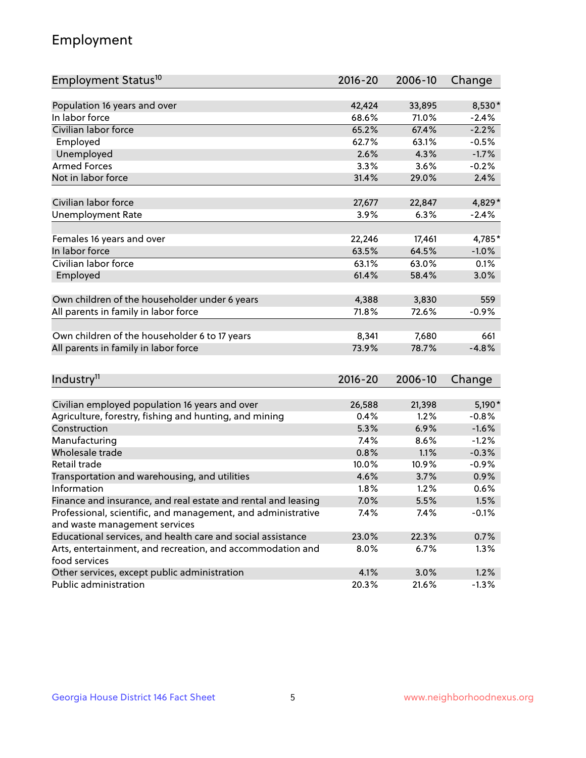## Employment

| Employment Status[10] | 2016-20 | 2006-10 | Change |
|---|---|---|---|
| Population 16 years and over | 42,424 | 33,895 | 8,530* |
| In labor force | 68.6% | 71.0% | -2.4% |
| Civilian labor force | 65.2% | 67.4% | -2.2% |
| Employed | 62.7% | 63.1% | -0.5% |
| Unemployed | 2.6% | 4.3% | -1.7% |
| Armed Forces | 3.3% | 3.6% | -0.2% |
| Not in labor force | 31.4% | 29.0% | 2.4% |
| | | | |
| Civilian labor force | 27,677 | 22,847 | 4,829* |
| Unemployment Rate | 3.9% | 6.3% | -2.4% |
| | | | |
| Females 16 years and over | 22,246 | 17,461 | 4,785* |
| In labor force | 63.5% | 64.5% | -1.0% |
| Civilian labor force | 63.1% | 63.0% | 0.1% |
| Employed | 61.4% | 58.4% | 3.0% |
| | | | |
| Own children of the householder under 6 years | 4,388 | 3,830 | 559 |
| All parents in family in labor force | 71.8% | 72.6% | -0.9% |
| | | | |
| Own children of the householder 6 to 17 years | 8,341 | 7,680 | 661 |
| All parents in family in labor force | 73.9% | 78.7% | -4.8% |

| Industry[11] | 2016-20 | 2006-10 | Change |
|---|---|---|---|
| Civilian employed population 16 years and over | 26,588 | 21,398 | 5,190* |
| Agriculture, forestry, fishing and hunting, and mining | 0.4% | 1.2% | -0.8% |
| Construction | 5.3% | 6.9% | -1.6% |
| Manufacturing | 7.4% | 8.6% | -1.2% |
| Wholesale trade | 0.8% | 1.1% | -0.3% |
| Retail trade | 10.0% | 10.9% | -0.9% |
| Transportation and warehousing, and utilities | 4.6% | 3.7% | 0.9% |
| Information | 1.8% | 1.2% | 0.6% |
| Finance and insurance, and real estate and rental and leasing | 7.0% | 5.5% | 1.5% |
| Professional, scientific, and management, and administrative and waste management services | 7.4% | 7.4% | -0.1% |
| Educational services, and health care and social assistance | 23.0% | 22.3% | 0.7% |
| Arts, entertainment, and recreation, and accommodation and food services | 8.0% | 6.7% | 1.3% |
| Other services, except public administration | 4.1% | 3.0% | 1.2% |
| Public administration | 20.3% | 21.6% | -1.3% |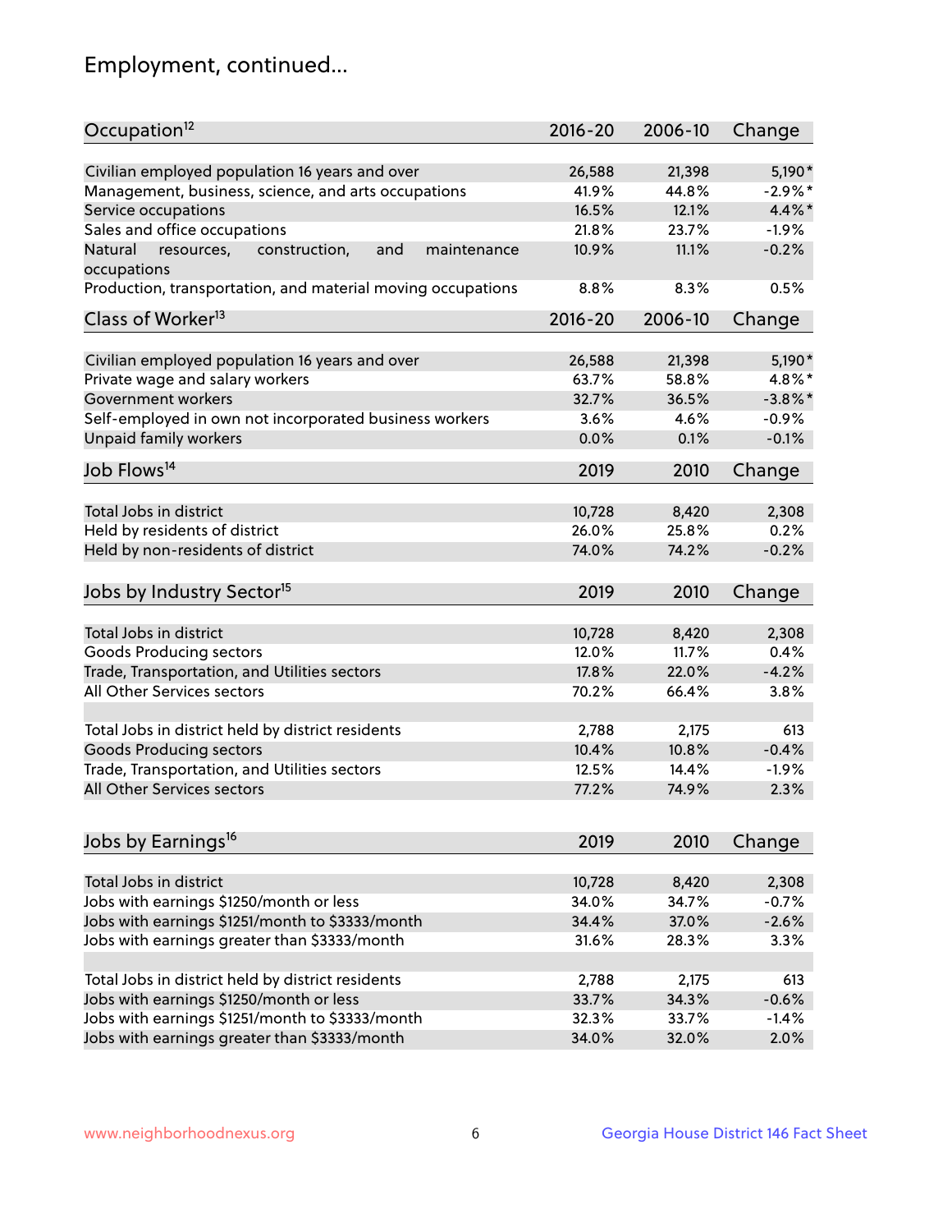# Employment, continued...

| Occupation[12] | 2016-20 | 2006-10 | Change |
|---|---|---|---|
| Civilian employed population 16 years and over | 26,588 | 21,398 | 5,190* |
| Management, business, science, and arts occupations | 41.9% | 44.8% | -2.9%* |
| Service occupations | 16.5% | 12.1% | 4.4%* |
| Sales and office occupations | 21.8% | 23.7% | -1.9% |
| Natural resources, construction, and maintenance occupations | 10.9% | 11.1% | -0.2% |
| Production, transportation, and material moving occupations | 8.8% | 8.3% | 0.5% |

| Class of Worker[13] | 2016-20 | 2006-10 | Change |
|---|---|---|---|
| Civilian employed population 16 years and over | 26,588 | 21,398 | 5,190* |
| Private wage and salary workers | 63.7% | 58.8% | 4.8%* |
| Government workers | 32.7% | 36.5% | -3.8%* |
| Self-employed in own not incorporated business workers | 3.6% | 4.6% | -0.9% |
| Unpaid family workers | 0.0% | 0.1% | -0.1% |

| Job Flows[14] | 2019 | 2010 | Change |
|---|---|---|---|
| Total Jobs in district | 10,728 | 8,420 | 2,308 |
| Held by residents of district | 26.0% | 25.8% | 0.2% |
| Held by non-residents of district | 74.0% | 74.2% | -0.2% |

| Jobs by Industry Sector[15] | 2019 | 2010 | Change |
|---|---|---|---|
| Total Jobs in district | 10,728 | 8,420 | 2,308 |
| Goods Producing sectors | 12.0% | 11.7% | 0.4% |
| Trade, Transportation, and Utilities sectors | 17.8% | 22.0% | -4.2% |
| All Other Services sectors | 70.2% | 66.4% | 3.8% |
| | | | |
| Total Jobs in district held by district residents | 2,788 | 2,175 | 613 |
| Goods Producing sectors | 10.4% | 10.8% | -0.4% |
| Trade, Transportation, and Utilities sectors | 12.5% | 14.4% | -1.9% |
| All Other Services sectors | 77.2% | 74.9% | 2.3% |

| Jobs by Earnings[16] | 2019 | 2010 | Change |
|---|---|---|---|
| Total Jobs in district | 10,728 | 8,420 | 2,308 |
| Jobs with earnings $1250/month or less | 34.0% | 34.7% | -0.7% |
| Jobs with earnings $1251/month to $3333/month | 34.4% | 37.0% | -2.6% |
| Jobs with earnings greater than $3333/month | 31.6% | 28.3% | 3.3% |
| | | | |
| Total Jobs in district held by district residents | 2,788 | 2,175 | 613 |
| Jobs with earnings $1250/month or less | 33.7% | 34.3% | -0.6% |
| Jobs with earnings $1251/month to $3333/month | 32.3% | 33.7% | -1.4% |
| Jobs with earnings greater than $3333/month | 34.0% | 32.0% | 2.0% |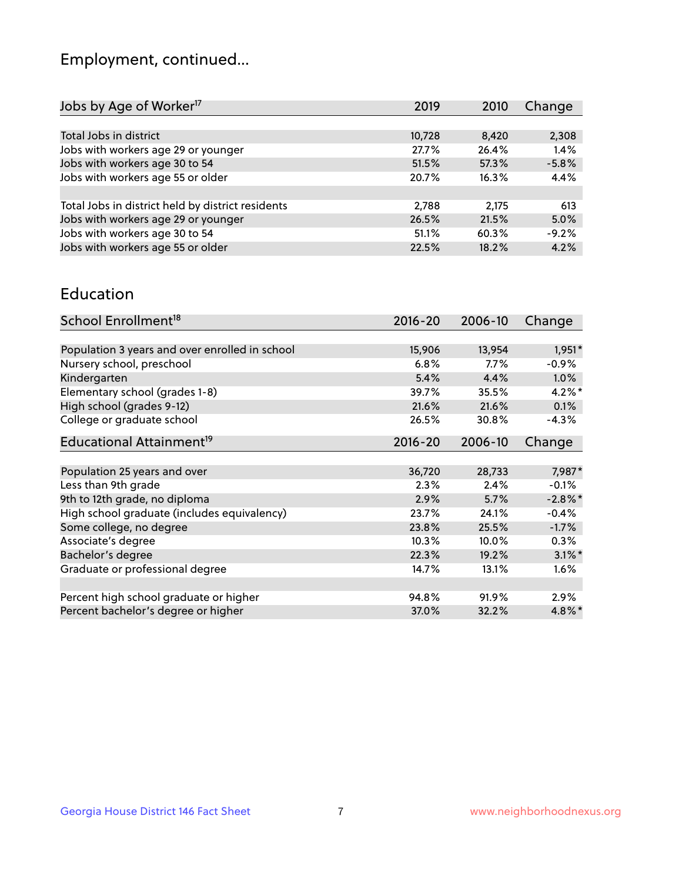# Employment, continued...

| Jobs by Age of Worker[17] | 2019 | 2010 | Change |
|---|---|---|---|
| | | | |
| Total Jobs in district | 10,728 | 8,420 | 2,308 |
| Jobs with workers age 29 or younger | 27.7% | 26.4% | 1.4% |
| Jobs with workers age 30 to 54 | 51.5% | 57.3% | -5.8% |
| Jobs with workers age 55 or older | 20.7% | 16.3% | 4.4% |
| | | | |
| Total Jobs in district held by district residents | 2,788 | 2,175 | 613 |
| Jobs with workers age 29 or younger | 26.5% | 21.5% | 5.0% |
| Jobs with workers age 30 to 54 | 51.1% | 60.3% | -9.2% |
| Jobs with workers age 55 or older | 22.5% | 18.2% | 4.2% |

## Education

| School Enrollment[18] | 2016-20 | 2006-10 | Change |
|---|---|---|---|
| | | | |
| Population 3 years and over enrolled in school | 15,906 | 13,954 | 1,951* |
| Nursery school, preschool | 6.8% | 7.7% | -0.9% |
| Kindergarten | 5.4% | 4.4% | 1.0% |
| Elementary school (grades 1-8) | 39.7% | 35.5% | 4.2%* |
| High school (grades 9-12) | 21.6% | 21.6% | 0.1% |
| College or graduate school | 26.5% | 30.8% | -4.3% |

| Educational Attainment[19] | 2016-20 | 2006-10 | Change |
|---|---|---|---|
| | | | |
| Population 25 years and over | 36,720 | 28,733 | 7,987* |
| Less than 9th grade | 2.3% | 2.4% | -0.1% |
| 9th to 12th grade, no diploma | 2.9% | 5.7% | -2.8%* |
| High school graduate (includes equivalency) | 23.7% | 24.1% | -0.4% |
| Some college, no degree | 23.8% | 25.5% | -1.7% |
| Associate's degree | 10.3% | 10.0% | 0.3% |
| Bachelor's degree | 22.3% | 19.2% | 3.1%* |
| Graduate or professional degree | 14.7% | 13.1% | 1.6% |
| | | | |
| Percent high school graduate or higher | 94.8% | 91.9% | 2.9% |
| Percent bachelor's degree or higher | 37.0% | 32.2% | 4.8%* |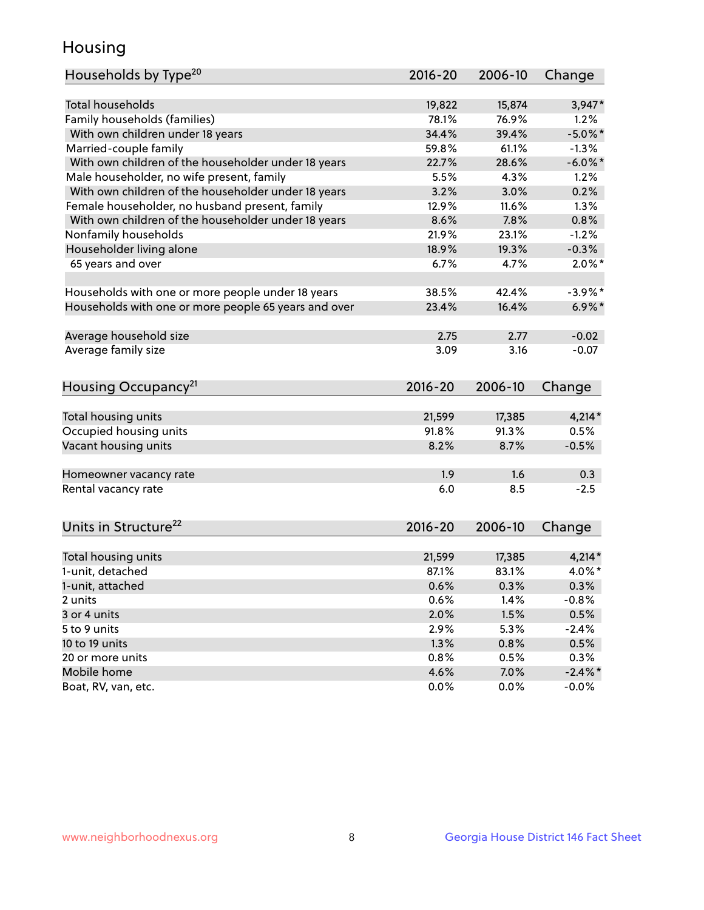## Housing

| Households by Type[20] | 2016-20 | 2006-10 | Change |
|---|---|---|---|
| Total households | 19,822 | 15,874 | 3,947* |
| Family households (families) | 78.1% | 76.9% | 1.2% |
| With own children under 18 years | 34.4% | 39.4% | -5.0%* |
| Married-couple family | 59.8% | 61.1% | -1.3% |
| With own children of the householder under 18 years | 22.7% | 28.6% | -6.0%* |
| Male householder, no wife present, family | 5.5% | 4.3% | 1.2% |
| With own children of the householder under 18 years | 3.2% | 3.0% | 0.2% |
| Female householder, no husband present, family | 12.9% | 11.6% | 1.3% |
| With own children of the householder under 18 years | 8.6% | 7.8% | 0.8% |
| Nonfamily households | 21.9% | 23.1% | -1.2% |
| Householder living alone | 18.9% | 19.3% | -0.3% |
| 65 years and over | 6.7% | 4.7% | 2.0%* |
| Households with one or more people under 18 years | 38.5% | 42.4% | -3.9%* |
| Households with one or more people 65 years and over | 23.4% | 16.4% | 6.9%* |
| Average household size | 2.75 | 2.77 | -0.02 |
| Average family size | 3.09 | 3.16 | -0.07 |

| Housing Occupancy[21] | 2016-20 | 2006-10 | Change |
|---|---|---|---|
| Total housing units | 21,599 | 17,385 | 4,214* |
| Occupied housing units | 91.8% | 91.3% | 0.5% |
| Vacant housing units | 8.2% | 8.7% | -0.5% |
| Homeowner vacancy rate | 1.9 | 1.6 | 0.3 |
| Rental vacancy rate | 6.0 | 8.5 | -2.5 |

| Units in Structure[22] | 2016-20 | 2006-10 | Change |
|---|---|---|---|
| Total housing units | 21,599 | 17,385 | 4,214* |
| 1-unit, detached | 87.1% | 83.1% | 4.0%* |
| 1-unit, attached | 0.6% | 0.3% | 0.3% |
| 2 units | 0.6% | 1.4% | -0.8% |
| 3 or 4 units | 2.0% | 1.5% | 0.5% |
| 5 to 9 units | 2.9% | 5.3% | -2.4% |
| 10 to 19 units | 1.3% | 0.8% | 0.5% |
| 20 or more units | 0.8% | 0.5% | 0.3% |
| Mobile home | 4.6% | 7.0% | -2.4%* |
| Boat, RV, van, etc. | 0.0% | 0.0% | -0.0% |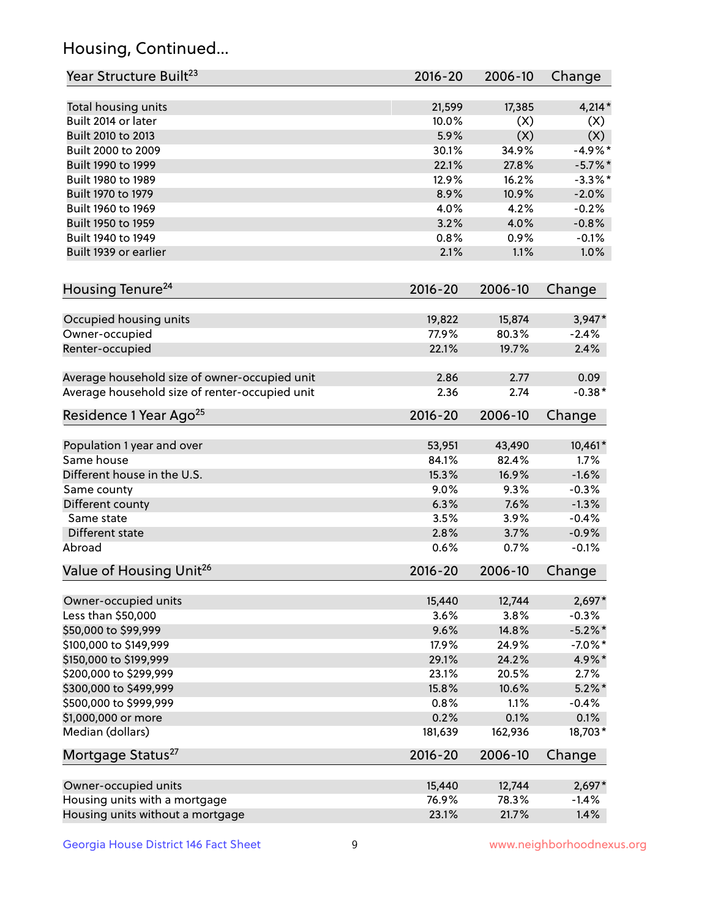## Housing, Continued...

| Year Structure Built[23] | 2016-20 | 2006-10 | Change |
|---|---|---|---|
| Total housing units | 21,599 | 17,385 | 4,214* |
| Built 2014 or later | 10.0% | (X) | (X) |
| Built 2010 to 2013 | 5.9% | (X) | (X) |
| Built 2000 to 2009 | 30.1% | 34.9% | -4.9%* |
| Built 1990 to 1999 | 22.1% | 27.8% | -5.7%* |
| Built 1980 to 1989 | 12.9% | 16.2% | -3.3%* |
| Built 1970 to 1979 | 8.9% | 10.9% | -2.0% |
| Built 1960 to 1969 | 4.0% | 4.2% | -0.2% |
| Built 1950 to 1959 | 3.2% | 4.0% | -0.8% |
| Built 1940 to 1949 | 0.8% | 0.9% | -0.1% |
| Built 1939 or earlier | 2.1% | 1.1% | 1.0% |

| Housing Tenure[24] | 2016-20 | 2006-10 | Change |
|---|---|---|---|
| Occupied housing units | 19,822 | 15,874 | 3,947* |
| Owner-occupied | 77.9% | 80.3% | -2.4% |
| Renter-occupied | 22.1% | 19.7% | 2.4% |
| Average household size of owner-occupied unit | 2.86 | 2.77 | 0.09 |
| Average household size of renter-occupied unit | 2.36 | 2.74 | -0.38* |

| Residence 1 Year Ago[25] | 2016-20 | 2006-10 | Change |
|---|---|---|---|
| Population 1 year and over | 53,951 | 43,490 | 10,461* |
| Same house | 84.1% | 82.4% | 1.7% |
| Different house in the U.S. | 15.3% | 16.9% | -1.6% |
| Same county | 9.0% | 9.3% | -0.3% |
| Different county | 6.3% | 7.6% | -1.3% |
| Same state | 3.5% | 3.9% | -0.4% |
| Different state | 2.8% | 3.7% | -0.9% |
| Abroad | 0.6% | 0.7% | -0.1% |

| Value of Housing Unit[26] | 2016-20 | 2006-10 | Change |
|---|---|---|---|
| Owner-occupied units | 15,440 | 12,744 | 2,697* |
| Less than $50,000 | 3.6% | 3.8% | -0.3% |
| $50,000 to $99,999 | 9.6% | 14.8% | -5.2%* |
| $100,000 to $149,999 | 17.9% | 24.9% | -7.0%* |
| $150,000 to $199,999 | 29.1% | 24.2% | 4.9%* |
| $200,000 to $299,999 | 23.1% | 20.5% | 2.7% |
| $300,000 to $499,999 | 15.8% | 10.6% | 5.2%* |
| $500,000 to $999,999 | 0.8% | 1.1% | -0.4% |
| $1,000,000 or more | 0.2% | 0.1% | 0.1% |
| Median (dollars) | 181,639 | 162,936 | 18,703* |

| Mortgage Status[27] | 2016-20 | 2006-10 | Change |
|---|---|---|---|
| Owner-occupied units | 15,440 | 12,744 | 2,697* |
| Housing units with a mortgage | 76.9% | 78.3% | -1.4% |
| Housing units without a mortgage | 23.1% | 21.7% | 1.4% |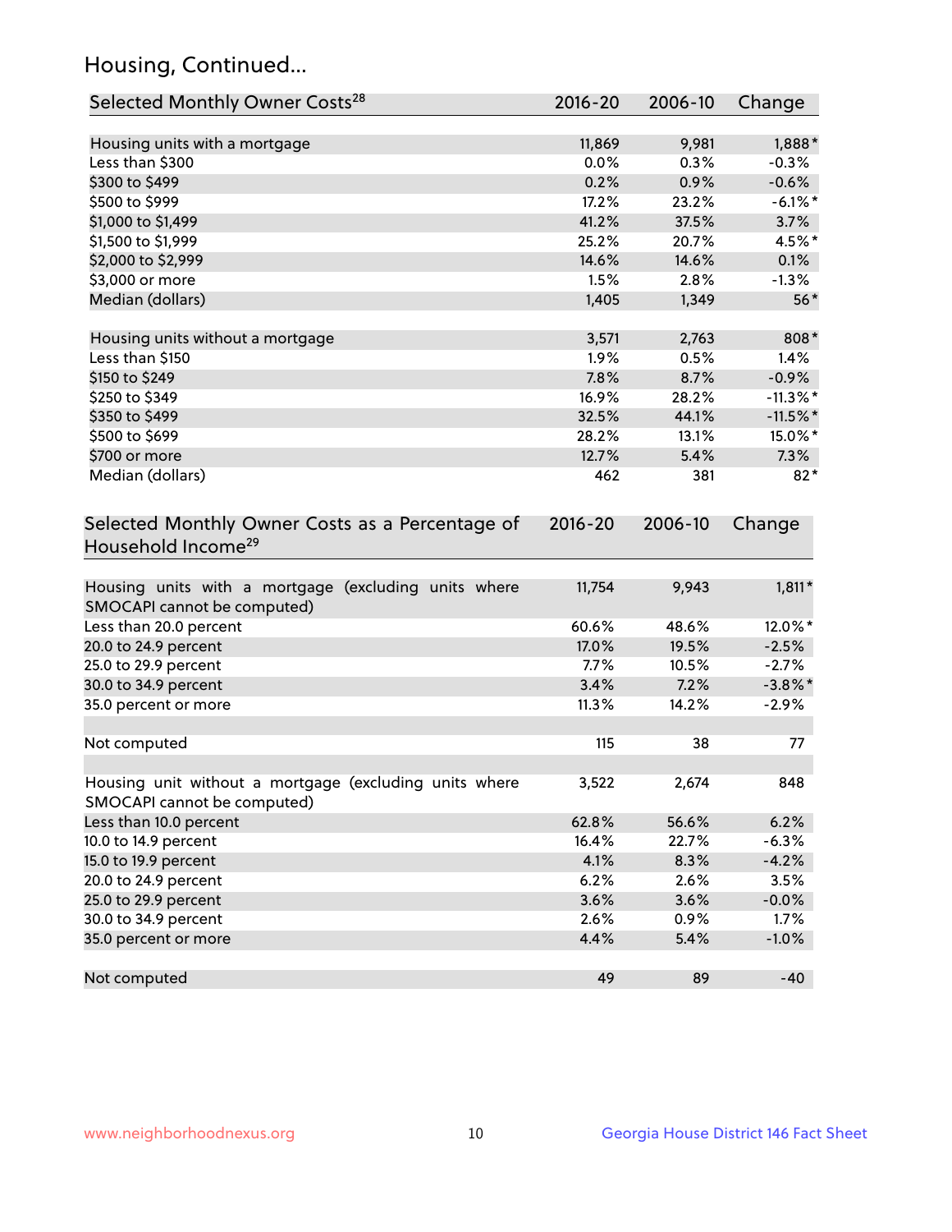## Housing, Continued...

| Selected Monthly Owner Costs[28] | 2016-20 | 2006-10 | Change |
|---|---|---|---|
| Housing units with a mortgage | 11,869 | 9,981 | 1,888* |
| Less than $300 | 0.0% | 0.3% | -0.3% |
| $300 to $499 | 0.2% | 0.9% | -0.6% |
| $500 to $999 | 17.2% | 23.2% | -6.1%* |
| $1,000 to $1,499 | 41.2% | 37.5% | 3.7% |
| $1,500 to $1,999 | 25.2% | 20.7% | 4.5%* |
| $2,000 to $2,999 | 14.6% | 14.6% | 0.1% |
| $3,000 or more | 1.5% | 2.8% | -1.3% |
| Median (dollars) | 1,405 | 1,349 | 56* |
| | | | |
| Housing units without a mortgage | 3,571 | 2,763 | 808* |
| Less than $150 | 1.9% | 0.5% | 1.4% |
| $150 to $249 | 7.8% | 8.7% | -0.9% |
| $250 to $349 | 16.9% | 28.2% | -11.3%* |
| $350 to $499 | 32.5% | 44.1% | -11.5%* |
| $500 to $699 | 28.2% | 13.1% | 15.0%* |
| $700 or more | 12.7% | 5.4% | 7.3% |
| Median (dollars) | 462 | 381 | 82* |

| Selected Monthly Owner Costs as a Percentage of Household Income[29] | 2016-20 | 2006-10 | Change |
|---|---|---|---|
| Housing units with a mortgage (excluding units where SMOCAPI cannot be computed) | 11,754 | 9,943 | 1,811* |
| Less than 20.0 percent | 60.6% | 48.6% | 12.0%* |
| 20.0 to 24.9 percent | 17.0% | 19.5% | -2.5% |
| 25.0 to 29.9 percent | 7.7% | 10.5% | -2.7% |
| 30.0 to 34.9 percent | 3.4% | 7.2% | -3.8%* |
| 35.0 percent or more | 11.3% | 14.2% | -2.9% |
| | | | |
| Not computed | 115 | 38 | 77 |
| | | | |
| Housing unit without a mortgage (excluding units where SMOCAPI cannot be computed) | 3,522 | 2,674 | 848 |
| Less than 10.0 percent | 62.8% | 56.6% | 6.2% |
| 10.0 to 14.9 percent | 16.4% | 22.7% | -6.3% |
| 15.0 to 19.9 percent | 4.1% | 8.3% | -4.2% |
| 20.0 to 24.9 percent | 6.2% | 2.6% | 3.5% |
| 25.0 to 29.9 percent | 3.6% | 3.6% | -0.0% |
| 30.0 to 34.9 percent | 2.6% | 0.9% | 1.7% |
| 35.0 percent or more | 4.4% | 5.4% | -1.0% |
| | | | |
| Not computed | 49 | 89 | -40 |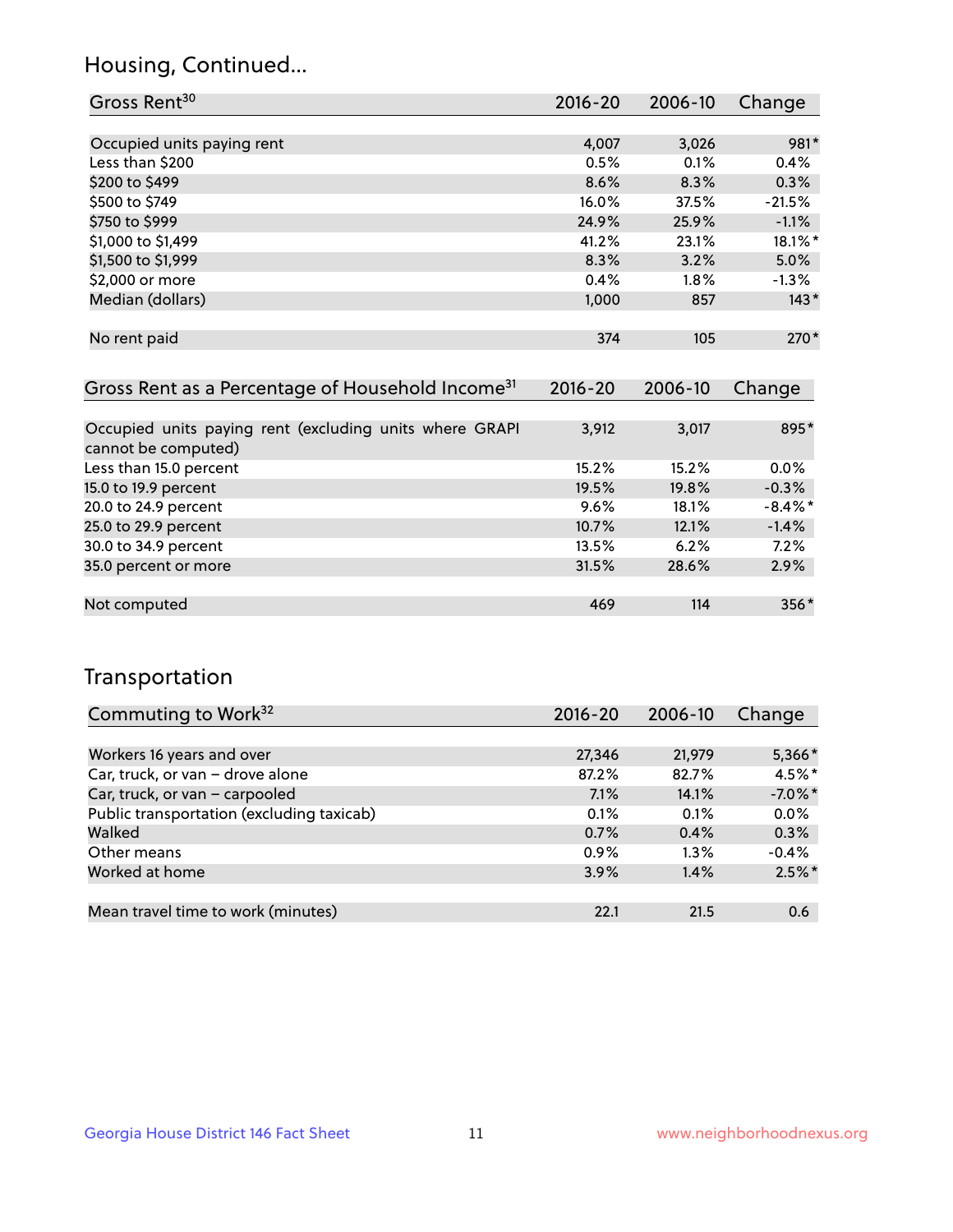## Housing, Continued...

| Gross Rent[30] | 2016-20 | 2006-10 | Change |
|---|---|---|---|
| Occupied units paying rent | 4,007 | 3,026 | 981* |
| Less than $200 | 0.5% | 0.1% | 0.4% |
| $200 to $499 | 8.6% | 8.3% | 0.3% |
| $500 to $749 | 16.0% | 37.5% | -21.5% |
| $750 to $999 | 24.9% | 25.9% | -1.1% |
| $1,000 to $1,499 | 41.2% | 23.1% | 18.1%* |
| $1,500 to $1,999 | 8.3% | 3.2% | 5.0% |
| $2,000 or more | 0.4% | 1.8% | -1.3% |
| Median (dollars) | 1,000 | 857 | 143* |
| No rent paid | 374 | 105 | 270* |

| Gross Rent as a Percentage of Household Income[31] | 2016-20 | 2006-10 | Change |
|---|---|---|---|
| Occupied units paying rent (excluding units where GRAPI cannot be computed) | 3,912 | 3,017 | 895* |
| Less than 15.0 percent | 15.2% | 15.2% | 0.0% |
| 15.0 to 19.9 percent | 19.5% | 19.8% | -0.3% |
| 20.0 to 24.9 percent | 9.6% | 18.1% | -8.4%* |
| 25.0 to 29.9 percent | 10.7% | 12.1% | -1.4% |
| 30.0 to 34.9 percent | 13.5% | 6.2% | 7.2% |
| 35.0 percent or more | 31.5% | 28.6% | 2.9% |
| Not computed | 469 | 114 | 356* |

## Transportation

| Commuting to Work[32] | 2016-20 | 2006-10 | Change |
|---|---|---|---|
| Workers 16 years and over | 27,346 | 21,979 | 5,366* |
| Car, truck, or van – drove alone | 87.2% | 82.7% | 4.5%* |
| Car, truck, or van – carpooled | 7.1% | 14.1% | -7.0%* |
| Public transportation (excluding taxicab) | 0.1% | 0.1% | 0.0% |
| Walked | 0.7% | 0.4% | 0.3% |
| Other means | 0.9% | 1.3% | -0.4% |
| Worked at home | 3.9% | 1.4% | 2.5%* |
| Mean travel time to work (minutes) | 22.1 | 21.5 | 0.6 |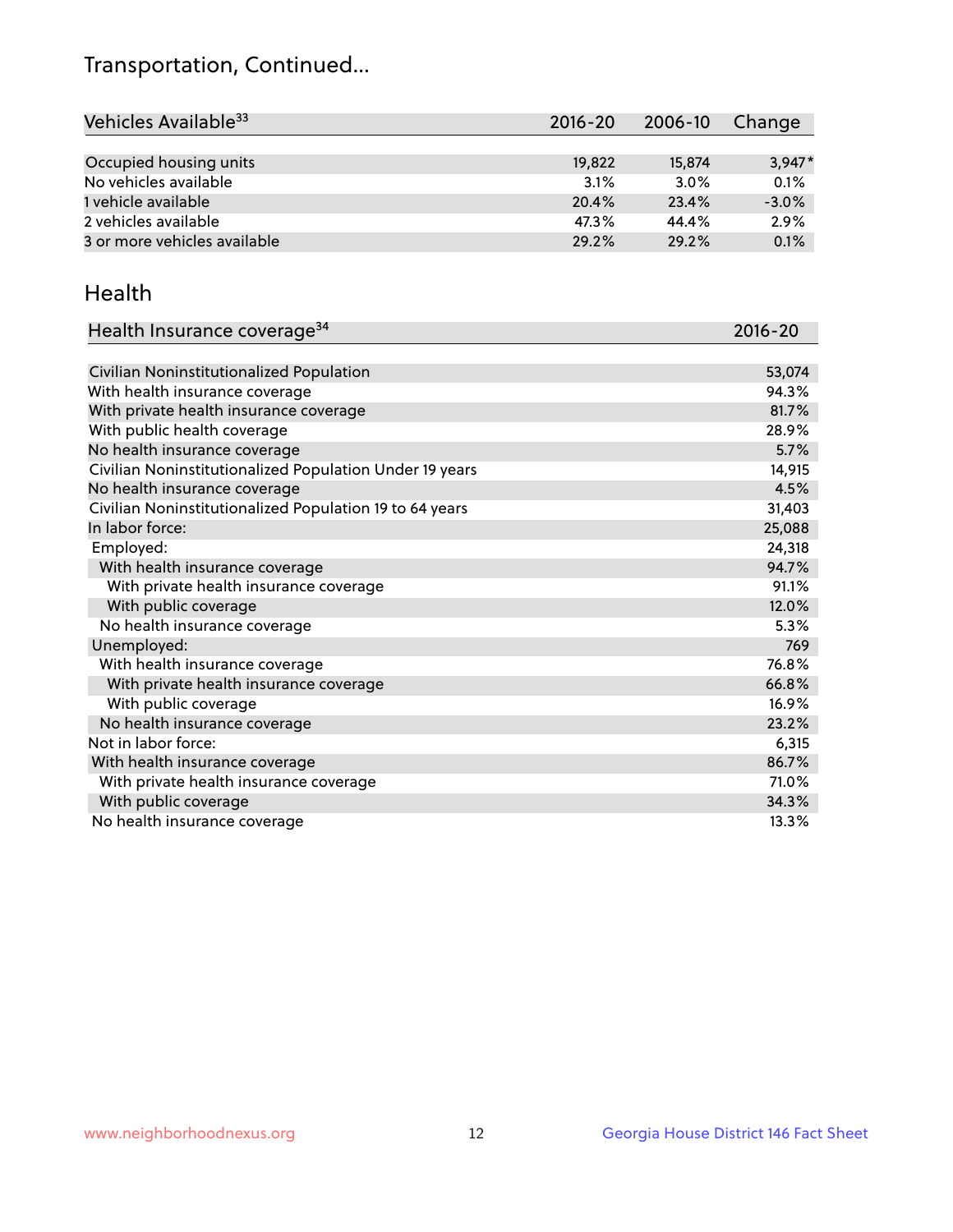# Transportation, Continued...

| Vehicles Available[33] | 2016-20 | 2006-10 | Change |
|---|---|---|---|
| Occupied housing units | 19,822 | 15,874 | 3,947* |
| No vehicles available | 3.1% | 3.0% | 0.1% |
| 1 vehicle available | 20.4% | 23.4% | -3.0% |
| 2 vehicles available | 47.3% | 44.4% | 2.9% |
| 3 or more vehicles available | 29.2% | 29.2% | 0.1% |

## Health

| Health Insurance coverage[34] | 2016-20 |
|---|---|
| Civilian Noninstitutionalized Population | 53,074 |
| With health insurance coverage | 94.3% |
| With private health insurance coverage | 81.7% |
| With public health coverage | 28.9% |
| No health insurance coverage | 5.7% |
| Civilian Noninstitutionalized Population Under 19 years | 14,915 |
| No health insurance coverage | 4.5% |
| Civilian Noninstitutionalized Population 19 to 64 years | 31,403 |
| In labor force: | 25,088 |
| Employed: | 24,318 |
| With health insurance coverage | 94.7% |
| With private health insurance coverage | 91.1% |
| With public coverage | 12.0% |
| No health insurance coverage | 5.3% |
| Unemployed: | 769 |
| With health insurance coverage | 76.8% |
| With private health insurance coverage | 66.8% |
| With public coverage | 16.9% |
| No health insurance coverage | 23.2% |
| Not in labor force: | 6,315 |
| With health insurance coverage | 86.7% |
| With private health insurance coverage | 71.0% |
| With public coverage | 34.3% |
| No health insurance coverage | 13.3% |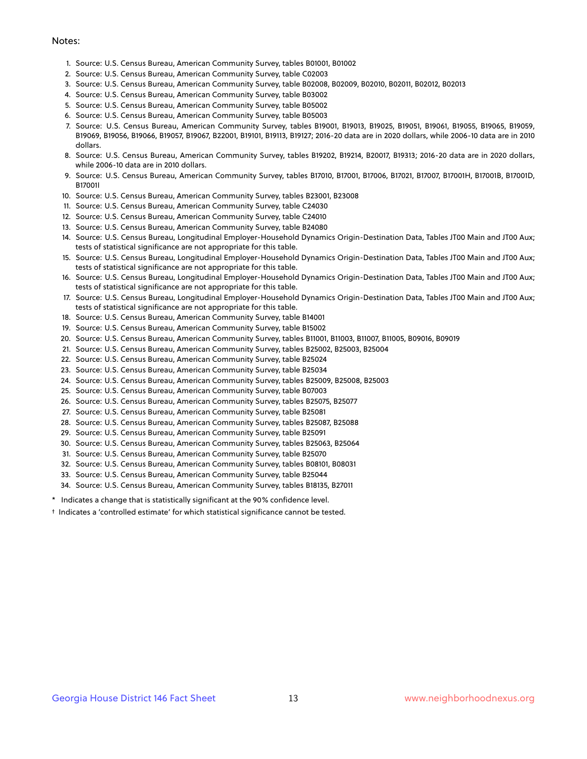Notes:

1. Source: U.S. Census Bureau, American Community Survey, tables B01001, B01002
2. Source: U.S. Census Bureau, American Community Survey, table C02003
3. Source: U.S. Census Bureau, American Community Survey, table B02008, B02009, B02010, B02011, B02012, B02013
4. Source: U.S. Census Bureau, American Community Survey, table B03002
5. Source: U.S. Census Bureau, American Community Survey, table B05002
6. Source: U.S. Census Bureau, American Community Survey, table B05003
7. Source: U.S. Census Bureau, American Community Survey, tables B19001, B19013, B19025, B19051, B19061, B19055, B19065, B19059, B19069, B19056, B19066, B19057, B19067, B22001, B19101, B19113, B19127; 2016-20 data are in 2020 dollars, while 2006-10 data are in 2010 dollars.
8. Source: U.S. Census Bureau, American Community Survey, tables B19202, B19214, B20017, B19313; 2016-20 data are in 2020 dollars, while 2006-10 data are in 2010 dollars.
9. Source: U.S. Census Bureau, American Community Survey, tables B17010, B17001, B17006, B17021, B17007, B17001H, B17001B, B17001D, B17001I
10. Source: U.S. Census Bureau, American Community Survey, tables B23001, B23008
11. Source: U.S. Census Bureau, American Community Survey, table C24030
12. Source: U.S. Census Bureau, American Community Survey, table C24010
13. Source: U.S. Census Bureau, American Community Survey, table B24080
14. Source: U.S. Census Bureau, Longitudinal Employer-Household Dynamics Origin-Destination Data, Tables JT00 Main and JT00 Aux; tests of statistical significance are not appropriate for this table.
15. Source: U.S. Census Bureau, Longitudinal Employer-Household Dynamics Origin-Destination Data, Tables JT00 Main and JT00 Aux; tests of statistical significance are not appropriate for this table.
16. Source: U.S. Census Bureau, Longitudinal Employer-Household Dynamics Origin-Destination Data, Tables JT00 Main and JT00 Aux; tests of statistical significance are not appropriate for this table.
17. Source: U.S. Census Bureau, Longitudinal Employer-Household Dynamics Origin-Destination Data, Tables JT00 Main and JT00 Aux; tests of statistical significance are not appropriate for this table.
18. Source: U.S. Census Bureau, American Community Survey, table B14001
19. Source: U.S. Census Bureau, American Community Survey, table B15002
20. Source: U.S. Census Bureau, American Community Survey, tables B11001, B11003, B11007, B11005, B09016, B09019
21. Source: U.S. Census Bureau, American Community Survey, tables B25002, B25003, B25004
22. Source: U.S. Census Bureau, American Community Survey, table B25024
23. Source: U.S. Census Bureau, American Community Survey, table B25034
24. Source: U.S. Census Bureau, American Community Survey, tables B25009, B25008, B25003
25. Source: U.S. Census Bureau, American Community Survey, table B07003
26. Source: U.S. Census Bureau, American Community Survey, tables B25075, B25077
27. Source: U.S. Census Bureau, American Community Survey, table B25081
28. Source: U.S. Census Bureau, American Community Survey, tables B25087, B25088
29. Source: U.S. Census Bureau, American Community Survey, table B25091
30. Source: U.S. Census Bureau, American Community Survey, tables B25063, B25064
31. Source: U.S. Census Bureau, American Community Survey, table B25070
32. Source: U.S. Census Bureau, American Community Survey, tables B08101, B08031
33. Source: U.S. Census Bureau, American Community Survey, table B25044
34. Source: U.S. Census Bureau, American Community Survey, tables B18135, B27011

\* Indicates a change that is statistically significant at the 90% confidence level.

† Indicates a 'controlled estimate' for which statistical significance cannot be tested.